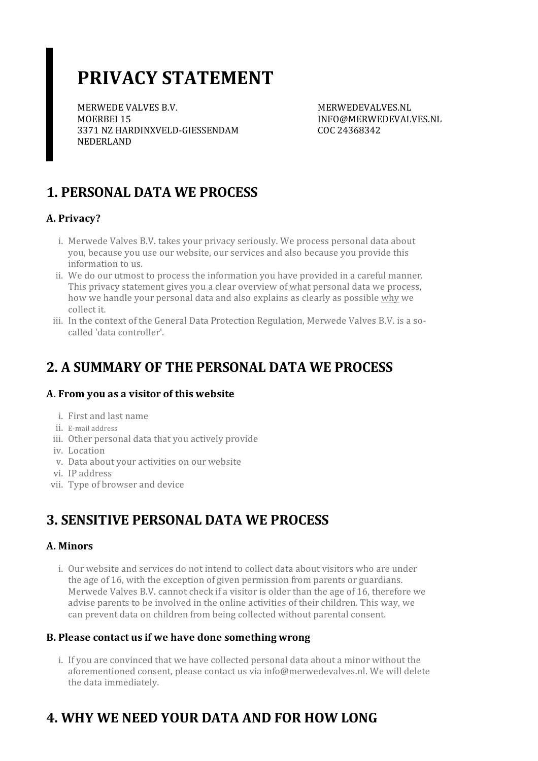# PRIVACY STATEMENT

MERWEDE VALVES B.V.
MOERBEI 15
3371 NZ HARDINXVELD-GIESSENDAM
NEDERLAND

MERWEDEVALVES.NL
INFO@MERWEDEVALVES.NL
COC 24368342

## 1. PERSONAL DATA WE PROCESS

### A. Privacy?

i. Merwede Valves B.V. takes your privacy seriously. We process personal data about you, because you use our website, our services and also because you provide this information to us.
ii. We do our utmost to process the information you have provided in a careful manner. This privacy statement gives you a clear overview of what personal data we process, how we handle your personal data and also explains as clearly as possible why we collect it.
iii. In the context of the General Data Protection Regulation, Merwede Valves B.V. is a so-called 'data controller'.

## 2. A SUMMARY OF THE PERSONAL DATA WE PROCESS

### A. From you as a visitor of this website

i. First and last name
ii. E-mail address
iii. Other personal data that you actively provide
iv. Location
v. Data about your activities on our website
vi. IP address
vii. Type of browser and device

## 3. SENSITIVE PERSONAL DATA WE PROCESS

### A. Minors

i. Our website and services do not intend to collect data about visitors who are under the age of 16, with the exception of given permission from parents or guardians. Merwede Valves B.V. cannot check if a visitor is older than the age of 16, therefore we advise parents to be involved in the online activities of their children. This way, we can prevent data on children from being collected without parental consent.

### B. Please contact us if we have done something wrong

i. If you are convinced that we have collected personal data about a minor without the aforementioned consent, please contact us via info@merwedevalves.nl. We will delete the data immediately.

## 4. WHY WE NEED YOUR DATA AND FOR HOW LONG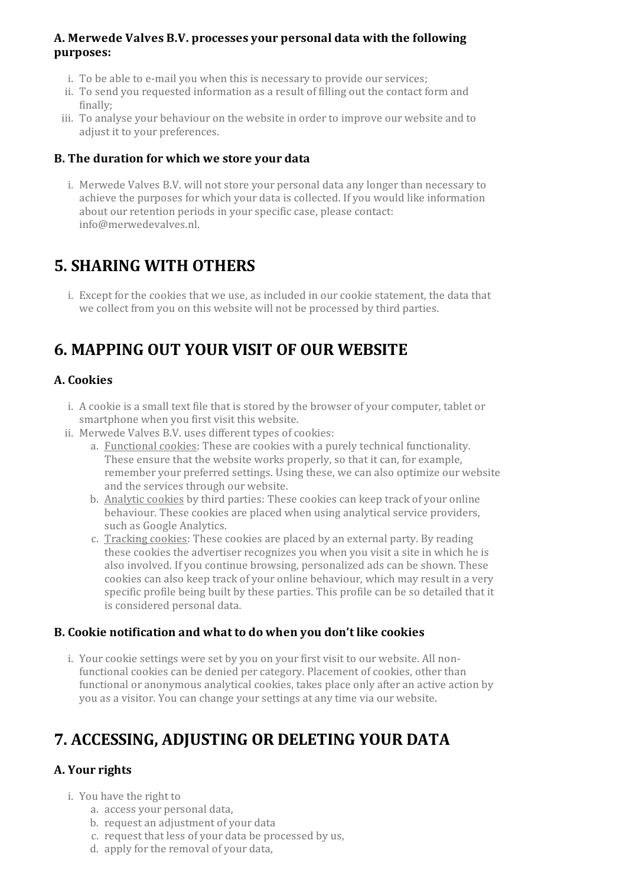### A. Merwede Valves B.V. processes your personal data with the following purposes:

i. To be able to e-mail you when this is necessary to provide our services;
ii. To send you requested information as a result of filling out the contact form and finally;
iii. To analyse your behaviour on the website in order to improve our website and to adjust it to your preferences.

### B. The duration for which we store your data

i. Merwede Valves B.V. will not store your personal data any longer than necessary to achieve the purposes for which your data is collected. If you would like information about our retention periods in your specific case, please contact: info@merwedevalves.nl.

## 5. SHARING WITH OTHERS

i. Except for the cookies that we use, as included in our cookie statement, the data that we collect from you on this website will not be processed by third parties.

## 6. MAPPING OUT YOUR VISIT OF OUR WEBSITE

### A. Cookies

i. A cookie is a small text file that is stored by the browser of your computer, tablet or smartphone when you first visit this website.
ii. Merwede Valves B.V. uses different types of cookies:
   a. Functional cookies: These are cookies with a purely technical functionality. These ensure that the website works properly, so that it can, for example, remember your preferred settings. Using these, we can also optimize our website and the services through our website.
   b. Analytic cookies by third parties: These cookies can keep track of your online behaviour. These cookies are placed when using analytical service providers, such as Google Analytics.
   c. Tracking cookies: These cookies are placed by an external party. By reading these cookies the advertiser recognizes you when you visit a site in which he is also involved. If you continue browsing, personalized ads can be shown. These cookies can also keep track of your online behaviour, which may result in a very specific profile being built by these parties. This profile can be so detailed that it is considered personal data.

### B. Cookie notification and what to do when you don't like cookies

i. Your cookie settings were set by you on your first visit to our website. All non-functional cookies can be denied per category. Placement of cookies, other than functional or anonymous analytical cookies, takes place only after an active action by you as a visitor. You can change your settings at any time via our website.

## 7. ACCESSING, ADJUSTING OR DELETING YOUR DATA

### A. Your rights

i. You have the right to
   a. access your personal data,
   b. request an adjustment of your data
   c. request that less of your data be processed by us,
   d. apply for the removal of your data,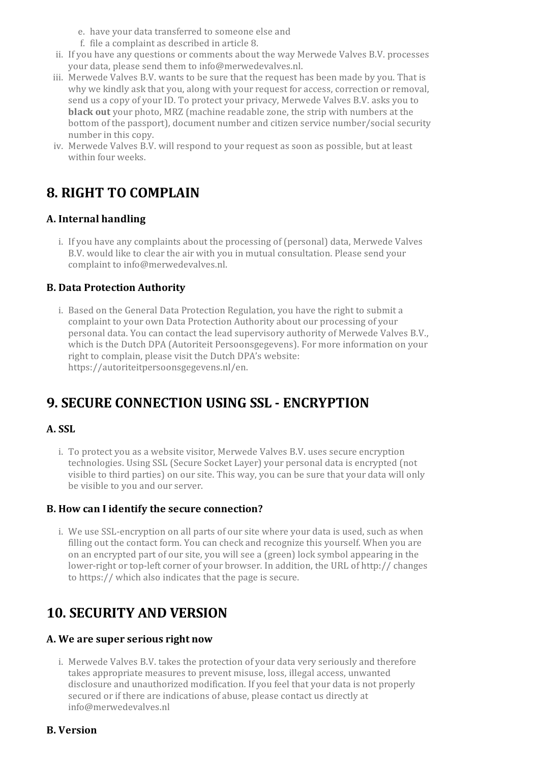e. have your data transferred to someone else and
   f. file a complaint as described in article 8.

ii. If you have any questions or comments about the way Merwede Valves B.V. processes your data, please send them to info@merwedevalves.nl.

iii. Merwede Valves B.V. wants to be sure that the request has been made by you. That is why we kindly ask that you, along with your request for access, correction or removal, send us a copy of your ID. To protect your privacy, Merwede Valves B.V. asks you to **black out** your photo, MRZ (machine readable zone, the strip with numbers at the bottom of the passport), document number and citizen service number/social security number in this copy.

iv. Merwede Valves B.V. will respond to your request as soon as possible, but at least within four weeks.

## 8. RIGHT TO COMPLAIN

### A. Internal handling

i. If you have any complaints about the processing of (personal) data, Merwede Valves B.V. would like to clear the air with you in mutual consultation. Please send your complaint to info@merwedevalves.nl.

### B. Data Protection Authority

i. Based on the General Data Protection Regulation, you have the right to submit a complaint to your own Data Protection Authority about our processing of your personal data. You can contact the lead supervisory authority of Merwede Valves B.V., which is the Dutch DPA (Autoriteit Persoonsgegevens). For more information on your right to complain, please visit the Dutch DPA's website: https://autoriteitpersoonsgegevens.nl/en.

## 9. SECURE CONNECTION USING SSL - ENCRYPTION

### A. SSL

i. To protect you as a website visitor, Merwede Valves B.V. uses secure encryption technologies. Using SSL (Secure Socket Layer) your personal data is encrypted (not visible to third parties) on our site. This way, you can be sure that your data will only be visible to you and our server.

### B. How can I identify the secure connection?

i. We use SSL-encryption on all parts of our site where your data is used, such as when filling out the contact form. You can check and recognize this yourself. When you are on an encrypted part of our site, you will see a (green) lock symbol appearing in the lower-right or top-left corner of your browser. In addition, the URL of http:// changes to https:// which also indicates that the page is secure.

## 10. SECURITY AND VERSION

### A. We are super serious right now

i. Merwede Valves B.V. takes the protection of your data very seriously and therefore takes appropriate measures to prevent misuse, loss, illegal access, unwanted disclosure and unauthorized modification. If you feel that your data is not properly secured or if there are indications of abuse, please contact us directly at info@merwedevalves.nl

### B. Version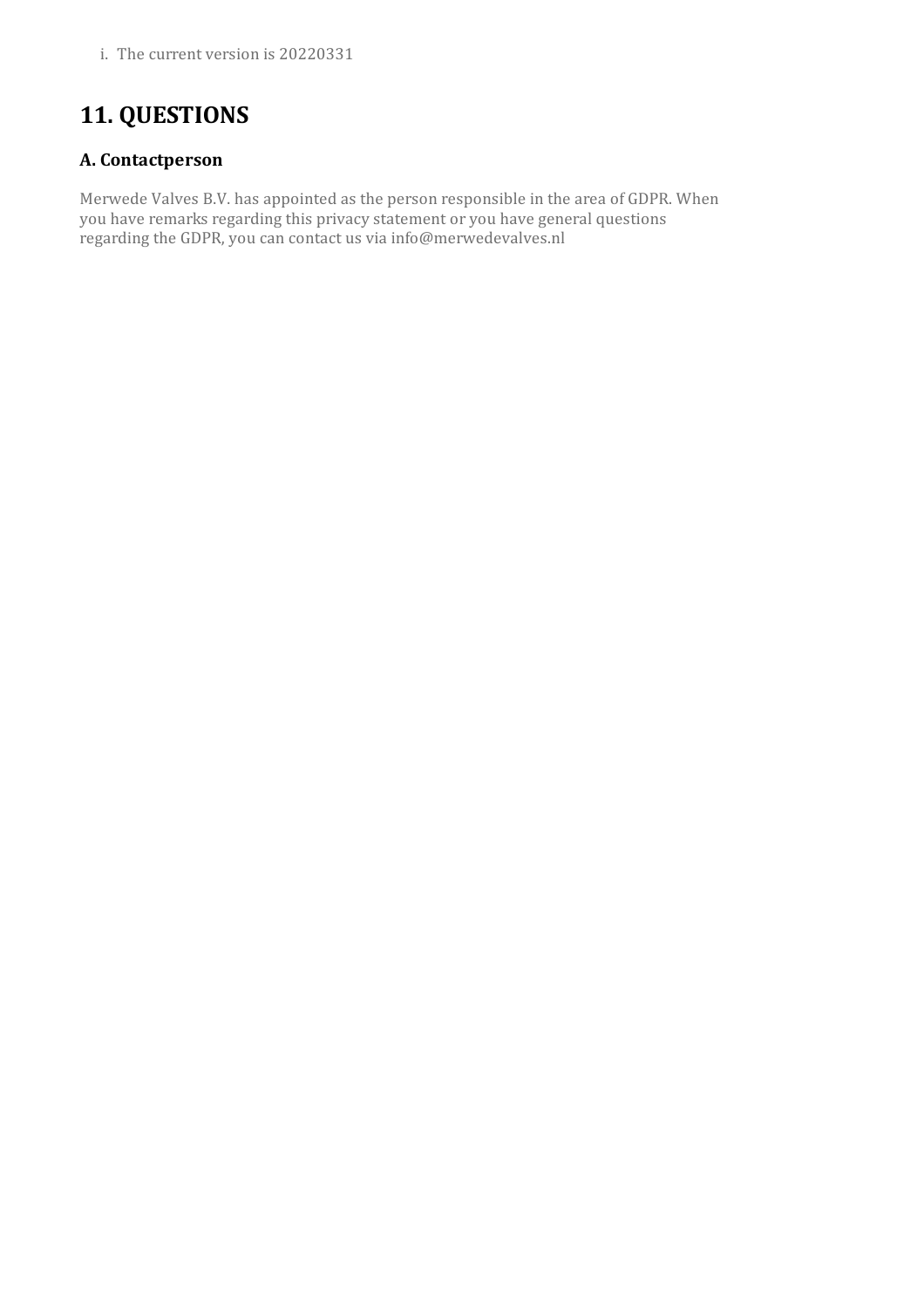i. The current version is 20220331

# 11. QUESTIONS

## A. Contactperson

Merwede Valves B.V. has appointed as the person responsible in the area of GDPR. When you have remarks regarding this privacy statement or you have general questions regarding the GDPR, you can contact us via info@merwedevalves.nl